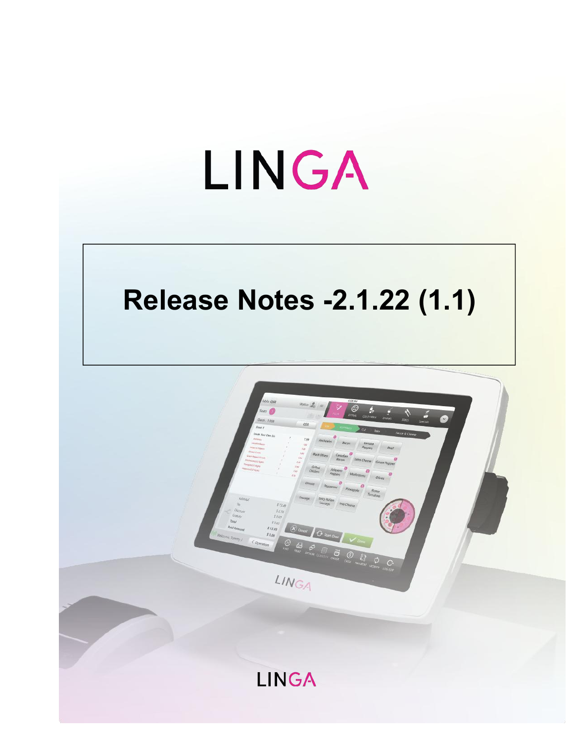# LINGA

# Release Notes -2.1.22 (1.1)

LINGA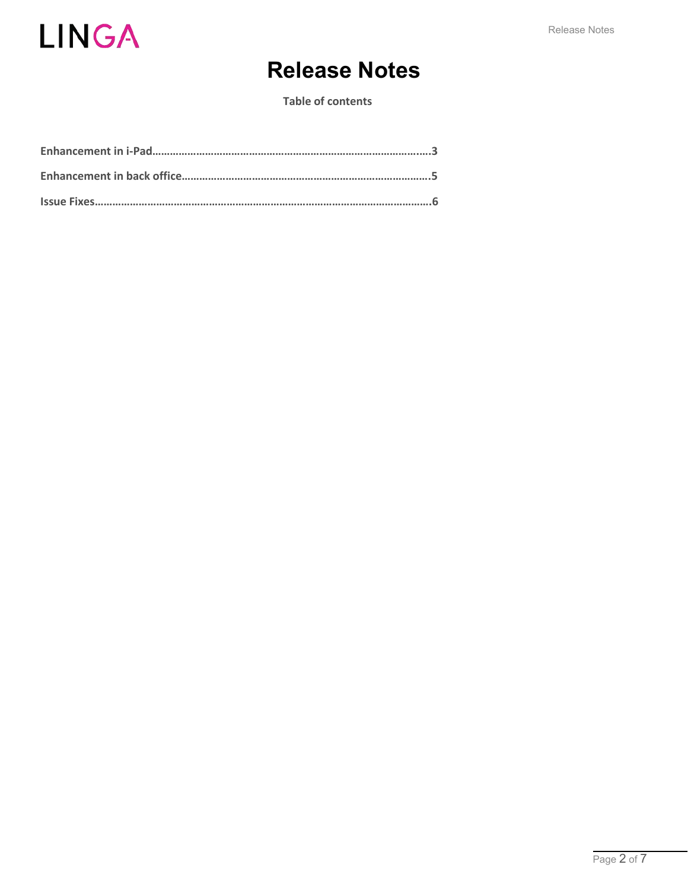# Release Notes

**Table of contents**

**Enhancement in i-Pad……………………………………………………………………………………..3**

**Enhancement in back office………………………………………………………………………….5**

**Issue Fixes………………………………………………………………………………………………….6**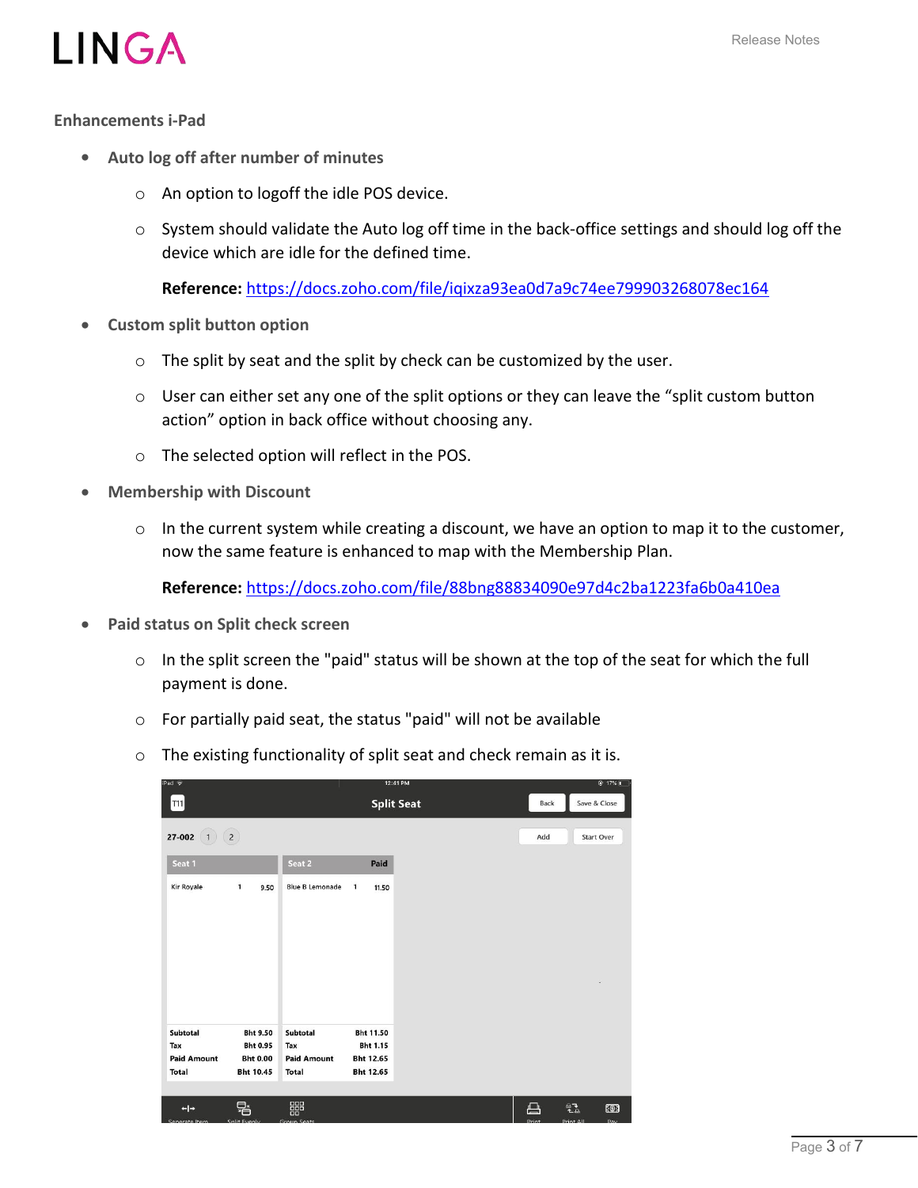## Enhancements i-Pad

- **Auto log off after number of minutes**
    - An option to logoff the idle POS device.
    - System should validate the Auto log off time in the back-office settings and should log off the device which are idle for the defined time.

    **Reference:** https://docs.zoho.com/file/iqixza93ea0d7a9c74ee799903268078ec164

- **Custom split button option**
    - The split by seat and the split by check can be customized by the user.
    - User can either set any one of the split options or they can leave the "split custom button action" option in back office without choosing any.
    - The selected option will reflect in the POS.

- **Membership with Discount**
    - In the current system while creating a discount, we have an option to map it to the customer, now the same feature is enhanced to map with the Membership Plan.

    **Reference:** https://docs.zoho.com/file/88bng88834090e97d4c2ba1223fa6b0a410ea

- **Paid status on Split check screen**
    - In the split screen the "paid" status will be shown at the top of the seat for which the full payment is done.
    - For partially paid seat, the status "paid" will not be available
    - The existing functionality of split seat and check remain as it is.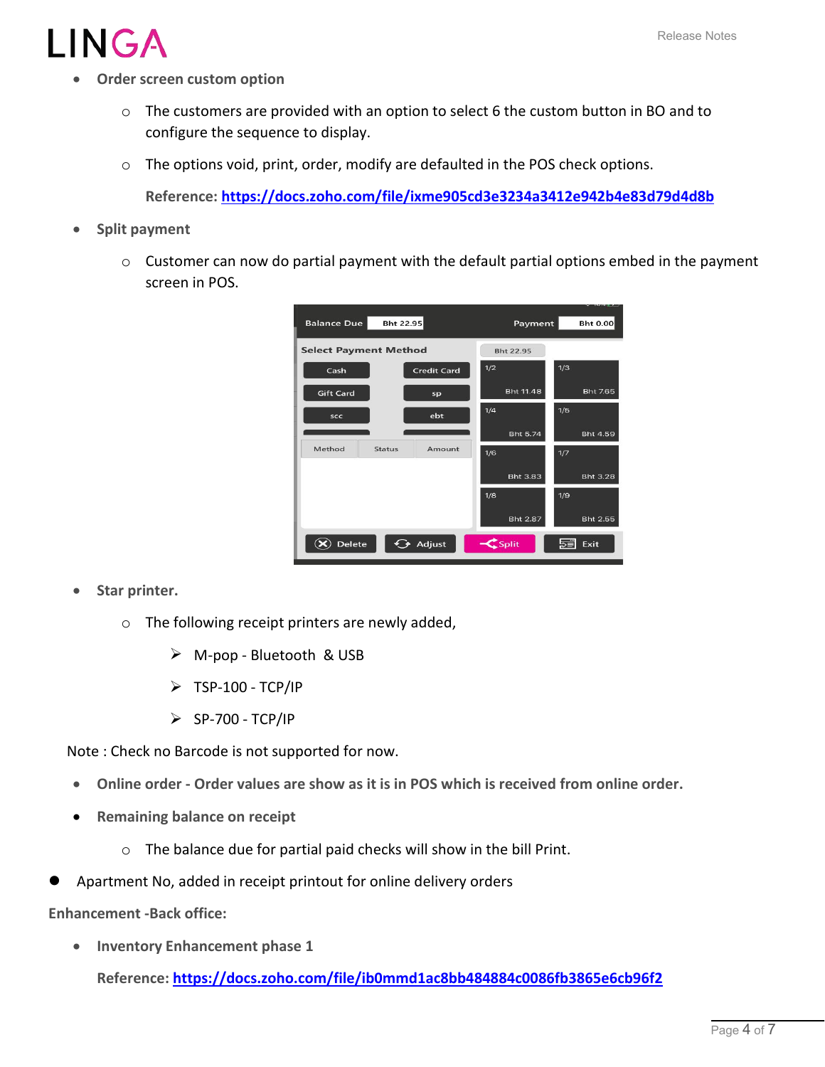- **Order screen custom option**
    - The customers are provided with an option to select 6 the custom button in BO and to configure the sequence to display.
    - The options void, print, order, modify are defaulted in the POS check options.

    **Reference: [https://docs.zoho.com/file/ixme905cd3e3234a3412e942b4e83d79d4d8b](https://docs.zoho.com/file/ixme905cd3e3234a3412e942b4e83d79d4d8b)**

- **Split payment**
    - Customer can now do partial payment with the default partial options embed in the payment screen in POS.

- **Star printer.**
    - The following receipt printers are newly added,
        - M-pop - Bluetooth & USB
        - TSP-100 - TCP/IP
        - SP-700 - TCP/IP

Note : Check no Barcode is not supported for now.

- **Online order - Order values are show as it is in POS which is received from online order.**
- **Remaining balance on receipt**
    - The balance due for partial paid checks will show in the bill Print.

- Apartment No, added in receipt printout for online delivery orders

**Enhancement -Back office:**

- **Inventory Enhancement phase 1**

**Reference: [https://docs.zoho.com/file/ib0mmd1ac8bb484884c0086fb3865e6cb96f2](https://docs.zoho.com/file/ib0mmd1ac8bb484884c0086fb3865e6cb96f2)**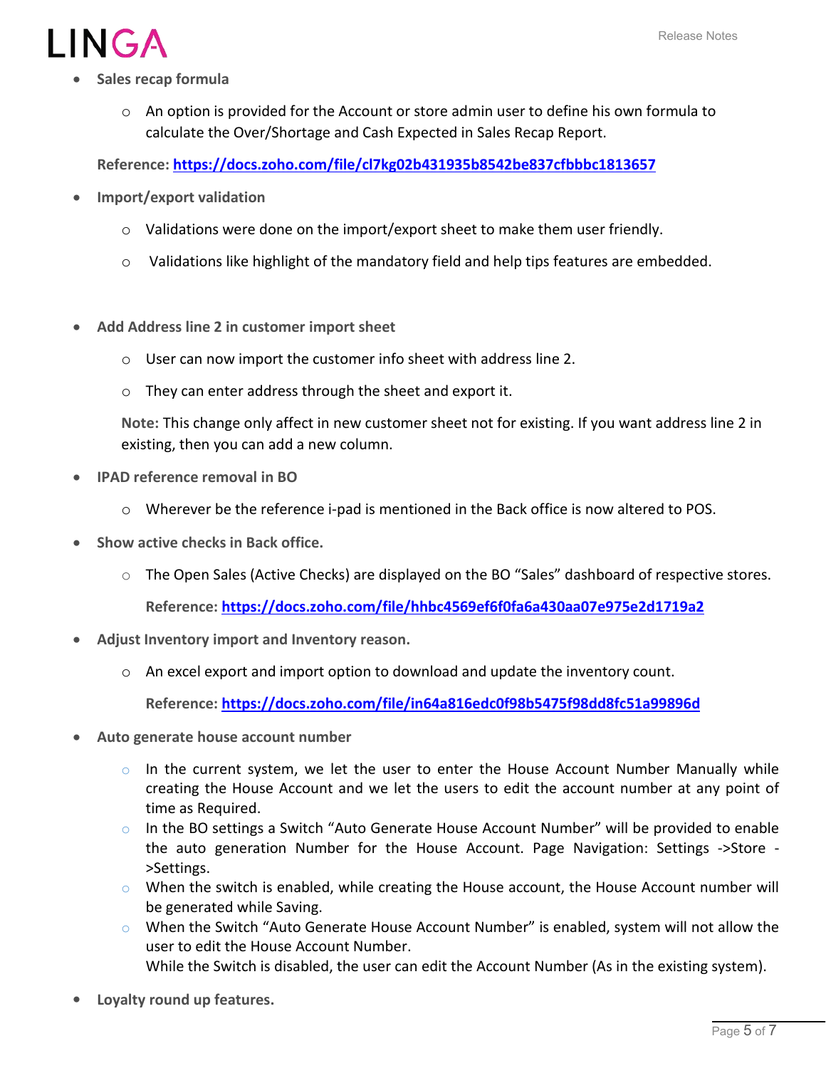- **Sales recap formula**
    - An option is provided for the Account or store admin user to define his own formula to calculate the Over/Shortage and Cash Expected in Sales Recap Report.

  **Reference: https://docs.zoho.com/file/cl7kg02b431935b8542be837cfbbbc1813657**

- **Import/export validation**
    - Validations were done on the import/export sheet to make them user friendly.
    - Validations like highlight of the mandatory field and help tips features are embedded.

- **Add Address line 2 in customer import sheet**
    - User can now import the customer info sheet with address line 2.
    - They can enter address through the sheet and export it.

  **Note:** This change only affect in new customer sheet not for existing. If you want address line 2 in existing, then you can add a new column.

- **IPAD reference removal in BO**
    - Wherever be the reference i-pad is mentioned in the Back office is now altered to POS.

- **Show active checks in Back office.**
    - The Open Sales (Active Checks) are displayed on the BO "Sales" dashboard of respective stores.

      **Reference: https://docs.zoho.com/file/hhbc4569ef6f0fa6a430aa07e975e2d1719a2**

- **Adjust Inventory import and Inventory reason.**
    - An excel export and import option to download and update the inventory count.

      **Reference: https://docs.zoho.com/file/in64a816edc0f98b5475f98dd8fc51a99896d**

- **Auto generate house account number**
    - In the current system, we let the user to enter the House Account Number Manually while creating the House Account and we let the users to edit the account number at any point of time as Required.
    - In the BO settings a Switch "Auto Generate House Account Number" will be provided to enable the auto generation Number for the House Account. Page Navigation: Settings ->Store ->Settings.
    - When the switch is enabled, while creating the House account, the House Account number will be generated while Saving.
    - When the Switch "Auto Generate House Account Number" is enabled, system will not allow the user to edit the House Account Number.
      While the Switch is disabled, the user can edit the Account Number (As in the existing system).

- **Loyalty round up features.**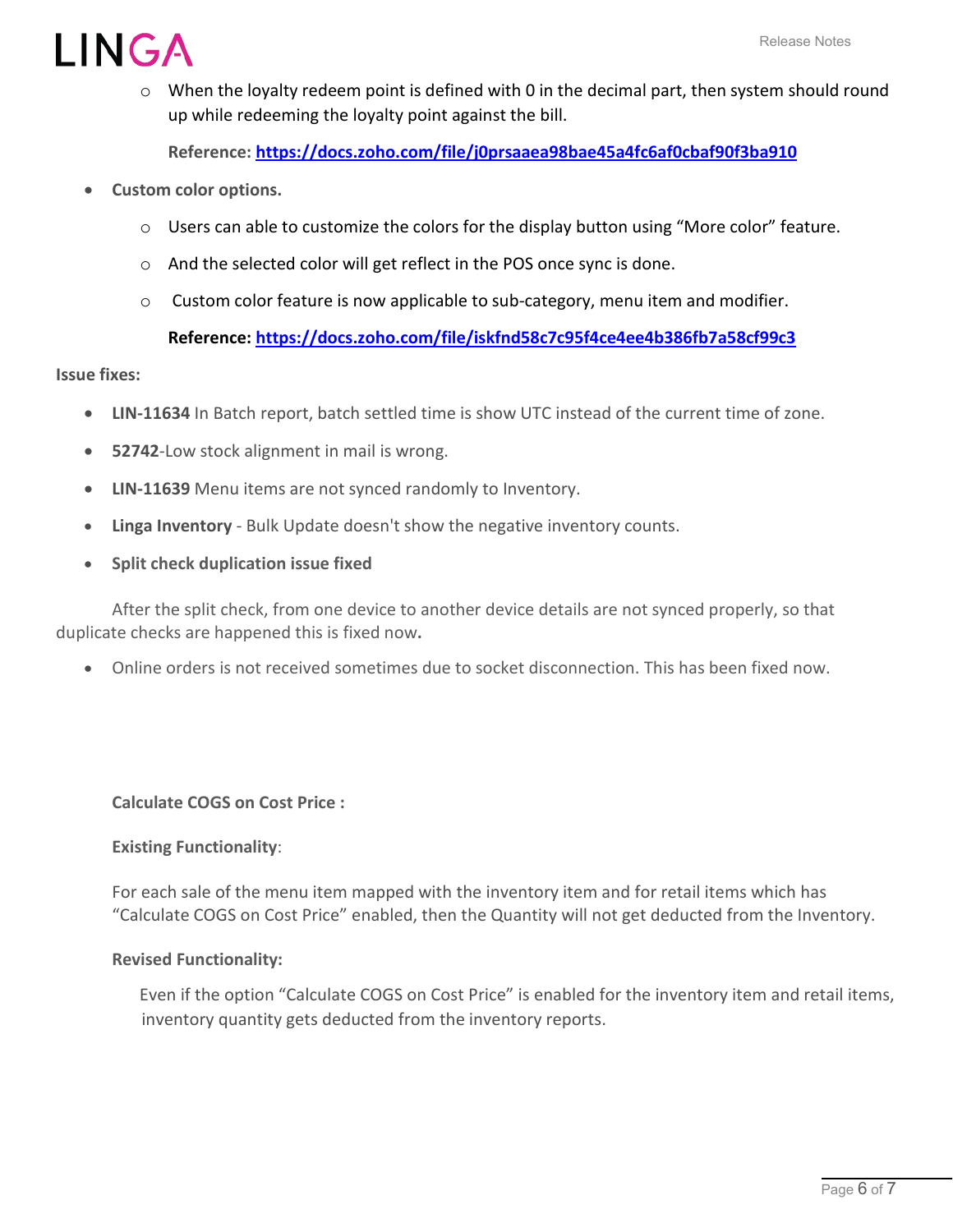- When the loyalty redeem point is defined with 0 in the decimal part, then system should round up while redeeming the loyalty point against the bill.

    **Reference: https://docs.zoho.com/file/j0prsaaea98bae45a4fc6af0cbaf90f3ba910**

- **Custom color options.**
  - Users can able to customize the colors for the display button using "More color" feature.
  - And the selected color will get reflect in the POS once sync is done.
  - Custom color feature is now applicable to sub-category, menu item and modifier.

    **Reference: https://docs.zoho.com/file/iskfnd58c7c95f4ce4ee4b386fb7a58cf99c3**

**Issue fixes:**

- **LIN-11634** In Batch report, batch settled time is show UTC instead of the current time of zone.
- **52742**-Low stock alignment in mail is wrong.
- **LIN-11639** Menu items are not synced randomly to Inventory.
- **Linga Inventory** - Bulk Update doesn't show the negative inventory counts.
- **Split check duplication issue fixed**

After the split check, from one device to another device details are not synced properly, so that duplicate checks are happened this is fixed now**.**

- Online orders is not received sometimes due to socket disconnection. This has been fixed now.

**Calculate COGS on Cost Price :**

**Existing Functionality**:

For each sale of the menu item mapped with the inventory item and for retail items which has "Calculate COGS on Cost Price" enabled, then the Quantity will not get deducted from the Inventory.

**Revised Functionality:**

Even if the option "Calculate COGS on Cost Price" is enabled for the inventory item and retail items, inventory quantity gets deducted from the inventory reports.